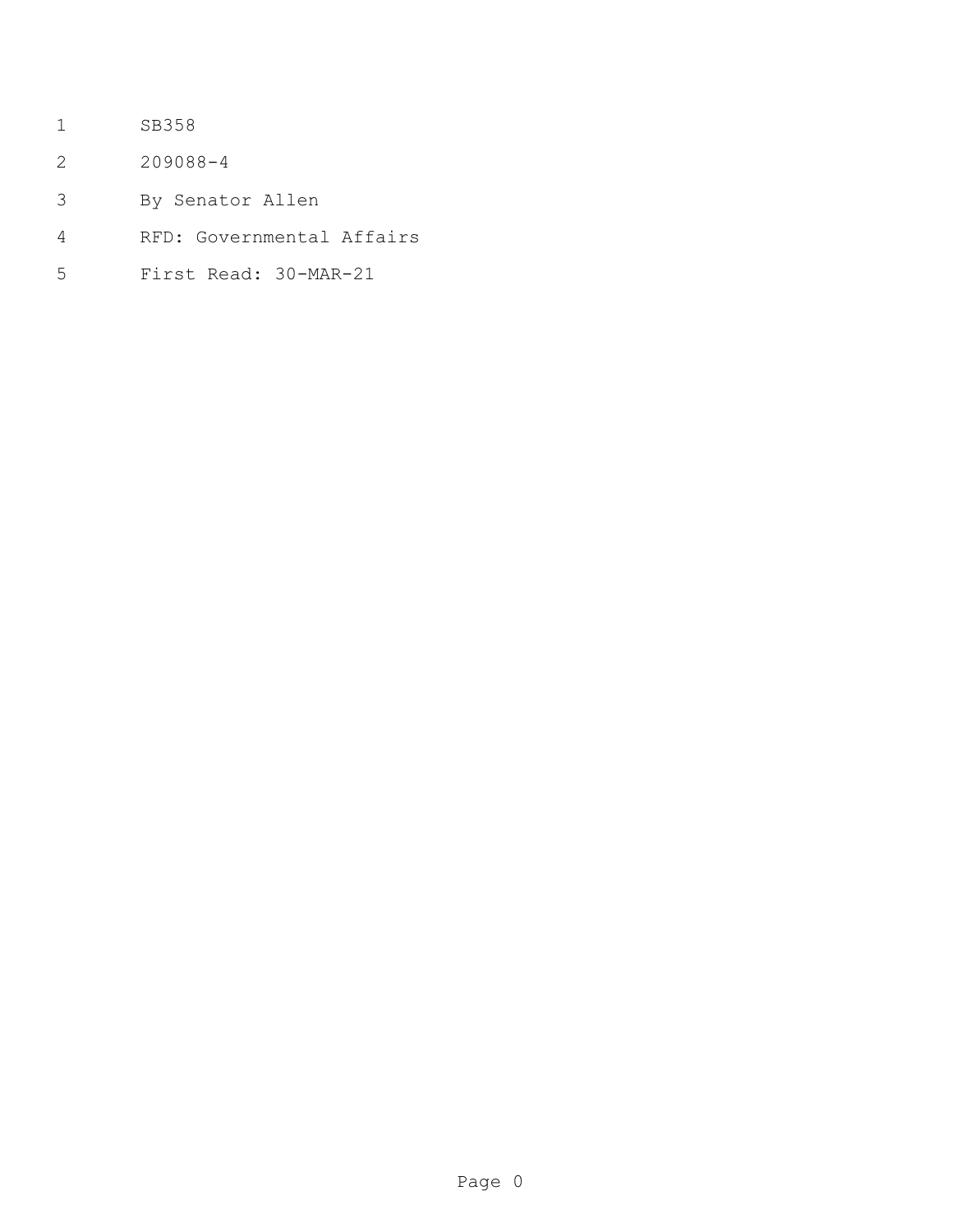SB358

209088-4

By Senator Allen

RFD: Governmental Affairs

First Read: 30-MAR-21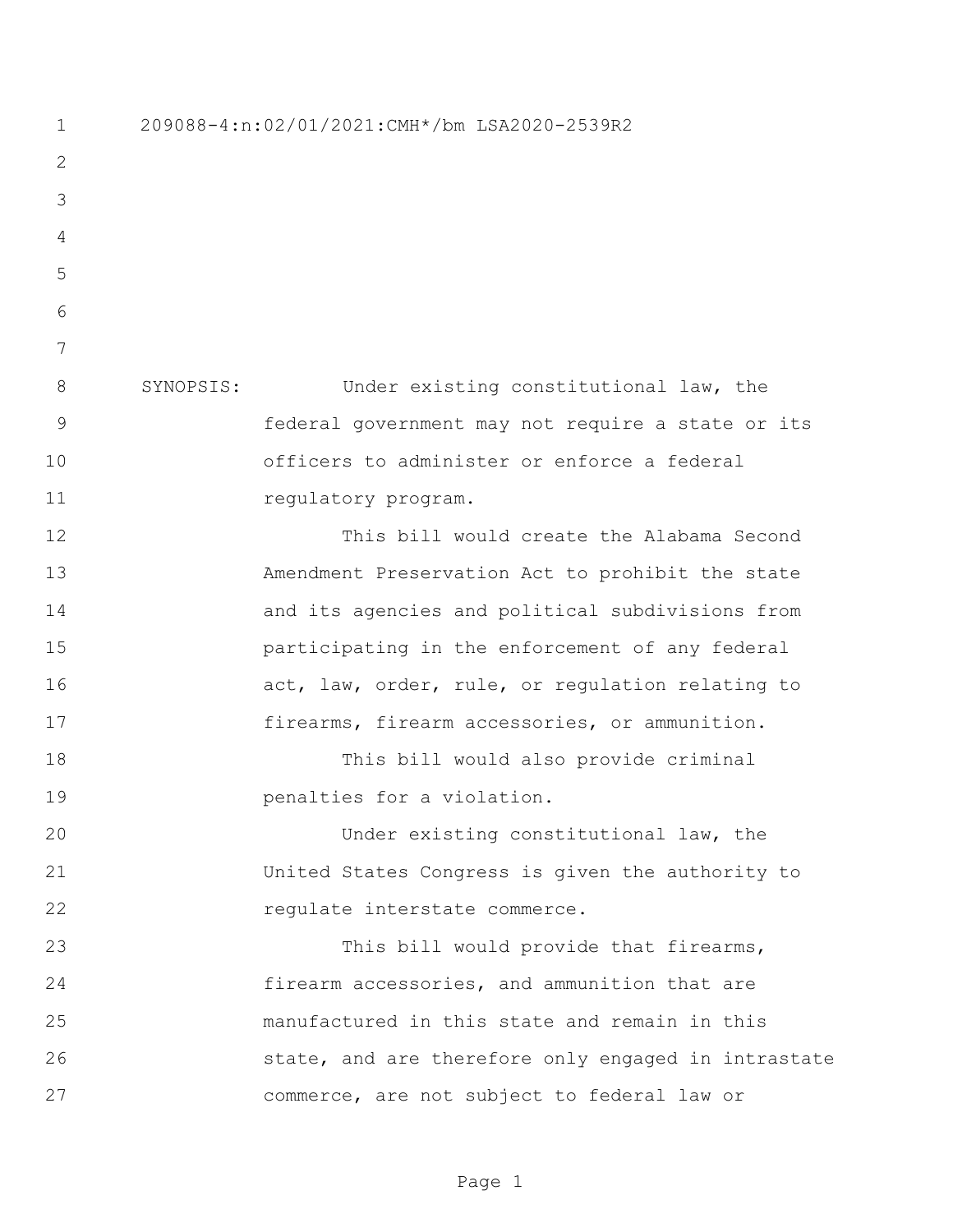209088-4:n:02/01/2021:CMH*/bm LSA2020-2539R2

SYNOPSIS: Under existing constitutional law, the federal government may not require a state or its officers to administer or enforce a federal regulatory program.

This bill would create the Alabama Second Amendment Preservation Act to prohibit the state and its agencies and political subdivisions from participating in the enforcement of any federal act, law, order, rule, or regulation relating to firearms, firearm accessories, or ammunition.

This bill would also provide criminal penalties for a violation.

Under existing constitutional law, the United States Congress is given the authority to regulate interstate commerce.

This bill would provide that firearms, firearm accessories, and ammunition that are manufactured in this state and remain in this state, and are therefore only engaged in intrastate commerce, are not subject to federal law or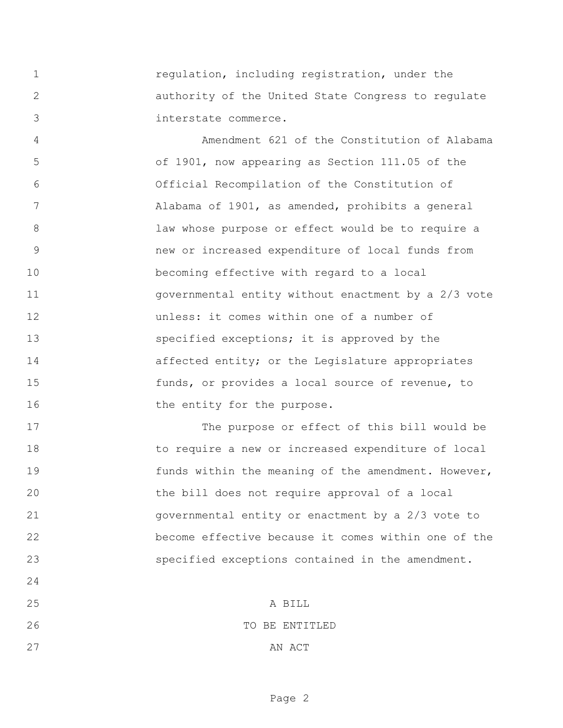regulation, including registration, under the authority of the United State Congress to regulate interstate commerce.

Amendment 621 of the Constitution of Alabama of 1901, now appearing as Section 111.05 of the Official Recompilation of the Constitution of Alabama of 1901, as amended, prohibits a general law whose purpose or effect would be to require a new or increased expenditure of local funds from becoming effective with regard to a local governmental entity without enactment by a 2/3 vote unless: it comes within one of a number of specified exceptions; it is approved by the affected entity; or the Legislature appropriates funds, or provides a local source of revenue, to the entity for the purpose.

The purpose or effect of this bill would be to require a new or increased expenditure of local funds within the meaning of the amendment. However, the bill does not require approval of a local governmental entity or enactment by a 2/3 vote to become effective because it comes within one of the specified exceptions contained in the amendment.

A BILL

TO BE ENTITLED

AN ACT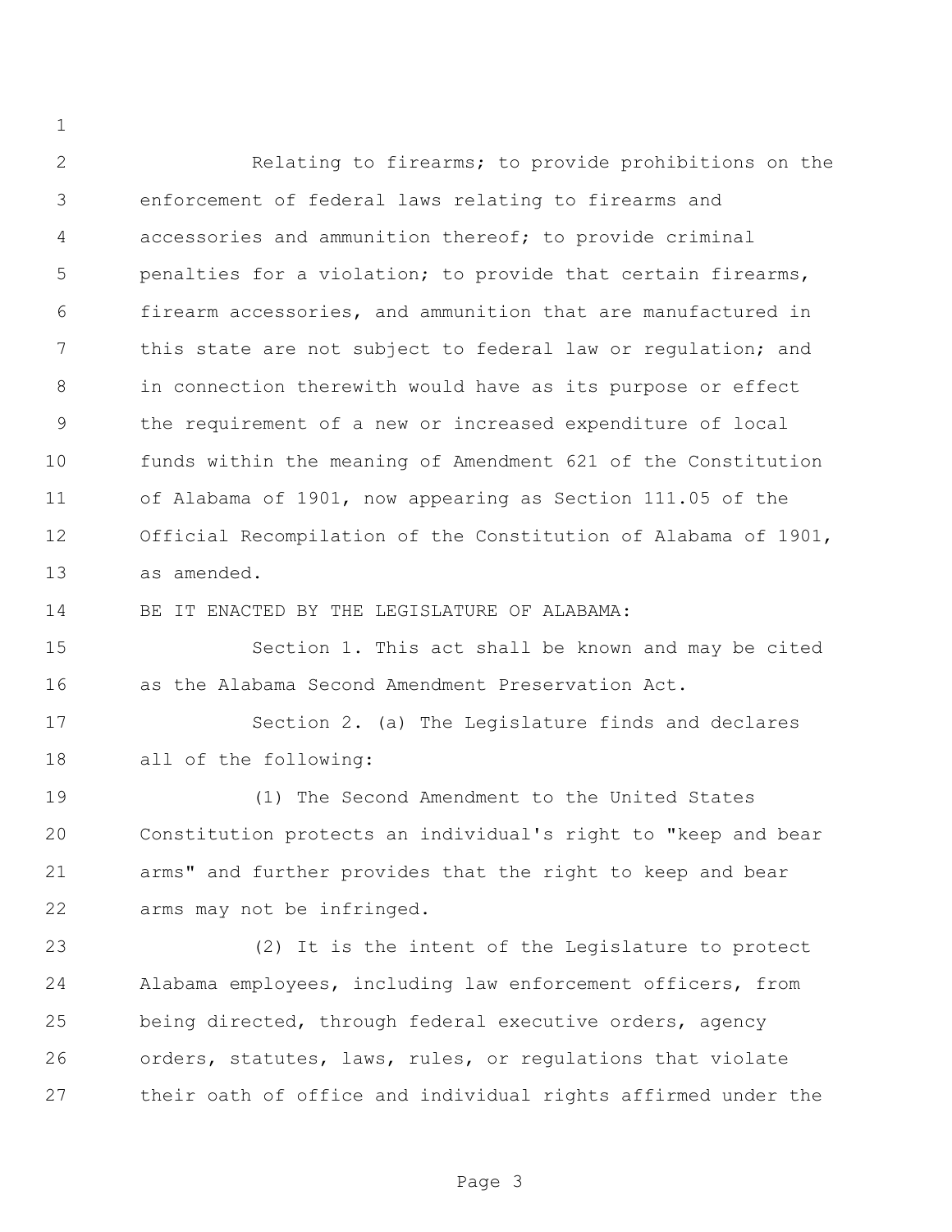Relating to firearms; to provide prohibitions on the enforcement of federal laws relating to firearms and accessories and ammunition thereof; to provide criminal penalties for a violation; to provide that certain firearms, firearm accessories, and ammunition that are manufactured in this state are not subject to federal law or regulation; and in connection therewith would have as its purpose or effect the requirement of a new or increased expenditure of local funds within the meaning of Amendment 621 of the Constitution of Alabama of 1901, now appearing as Section 111.05 of the Official Recompilation of the Constitution of Alabama of 1901, as amended.

BE IT ENACTED BY THE LEGISLATURE OF ALABAMA:

Section 1. This act shall be known and may be cited as the Alabama Second Amendment Preservation Act.

Section 2. (a) The Legislature finds and declares all of the following:

(1) The Second Amendment to the United States Constitution protects an individual's right to "keep and bear arms" and further provides that the right to keep and bear arms may not be infringed.

(2) It is the intent of the Legislature to protect Alabama employees, including law enforcement officers, from being directed, through federal executive orders, agency orders, statutes, laws, rules, or regulations that violate their oath of office and individual rights affirmed under the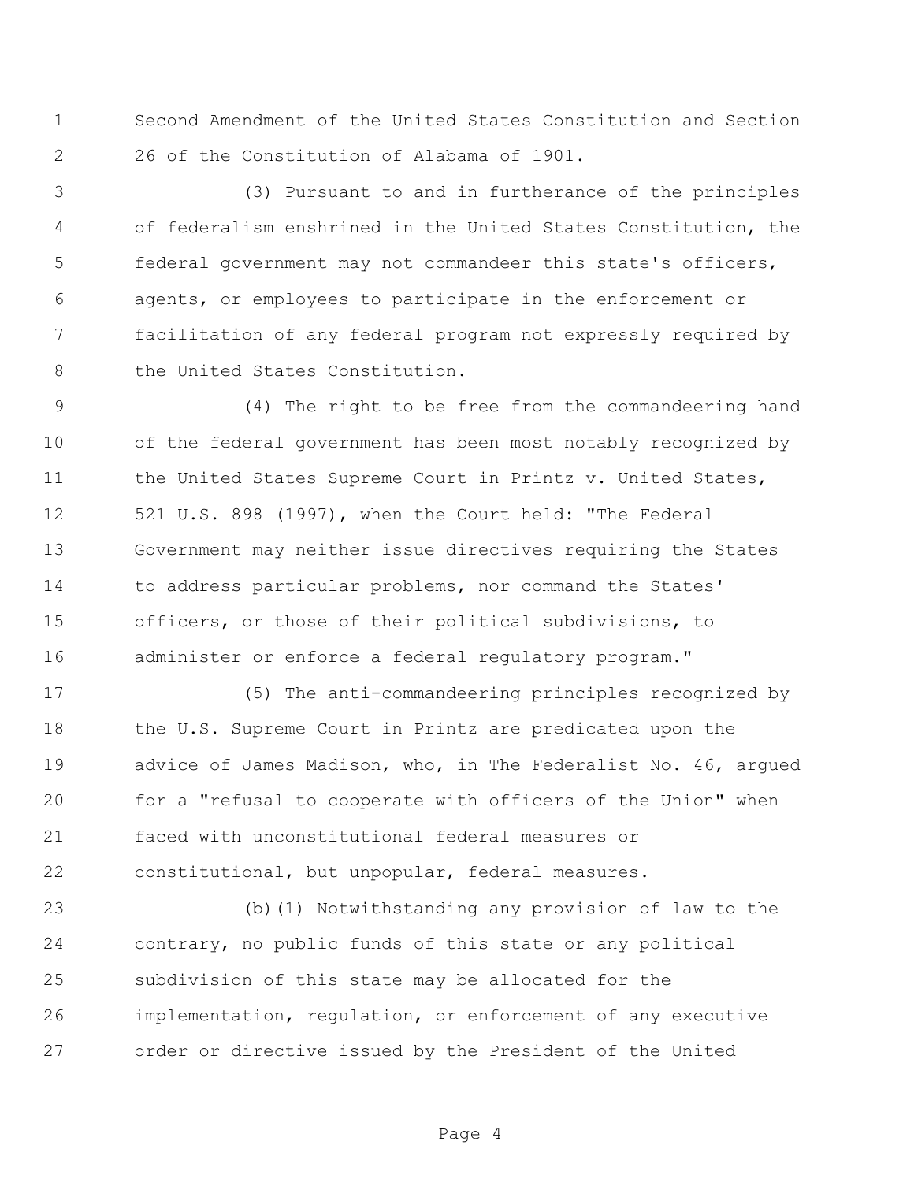Second Amendment of the United States Constitution and Section 26 of the Constitution of Alabama of 1901.

(3) Pursuant to and in furtherance of the principles of federalism enshrined in the United States Constitution, the federal government may not commandeer this state's officers, agents, or employees to participate in the enforcement or facilitation of any federal program not expressly required by the United States Constitution.

(4) The right to be free from the commandeering hand of the federal government has been most notably recognized by the United States Supreme Court in Printz v. United States, 521 U.S. 898 (1997), when the Court held: "The Federal Government may neither issue directives requiring the States to address particular problems, nor command the States' officers, or those of their political subdivisions, to administer or enforce a federal regulatory program."

(5) The anti-commandeering principles recognized by the U.S. Supreme Court in Printz are predicated upon the advice of James Madison, who, in The Federalist No. 46, argued for a "refusal to cooperate with officers of the Union" when faced with unconstitutional federal measures or constitutional, but unpopular, federal measures.

(b)(1) Notwithstanding any provision of law to the contrary, no public funds of this state or any political subdivision of this state may be allocated for the implementation, regulation, or enforcement of any executive order or directive issued by the President of the United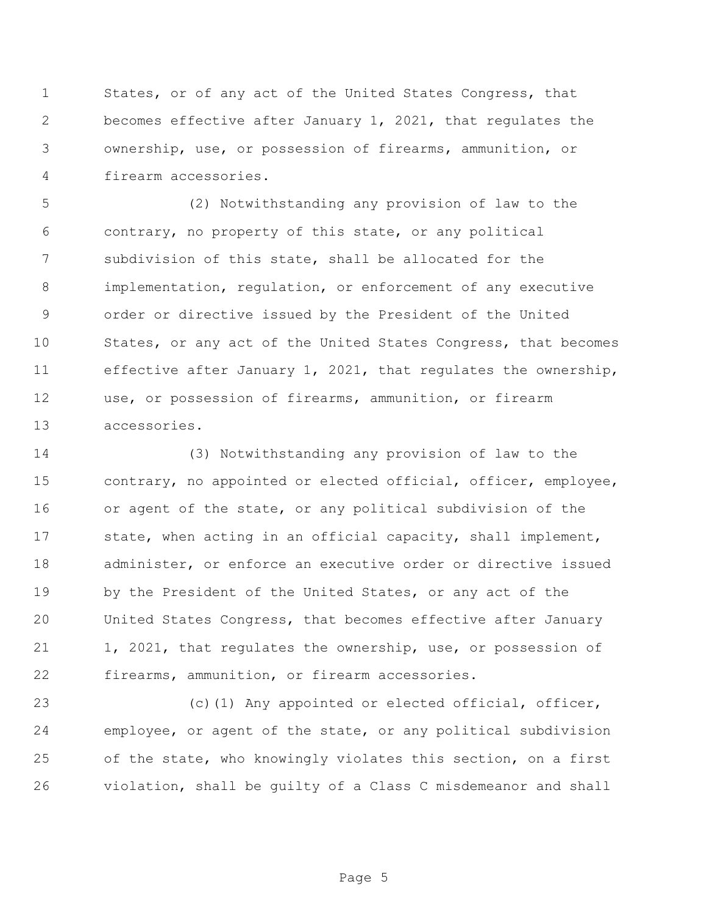States, or of any act of the United States Congress, that becomes effective after January 1, 2021, that regulates the ownership, use, or possession of firearms, ammunition, or firearm accessories.

(2) Notwithstanding any provision of law to the contrary, no property of this state, or any political subdivision of this state, shall be allocated for the implementation, regulation, or enforcement of any executive order or directive issued by the President of the United States, or any act of the United States Congress, that becomes effective after January 1, 2021, that regulates the ownership, use, or possession of firearms, ammunition, or firearm accessories.

(3) Notwithstanding any provision of law to the contrary, no appointed or elected official, officer, employee, or agent of the state, or any political subdivision of the state, when acting in an official capacity, shall implement, administer, or enforce an executive order or directive issued by the President of the United States, or any act of the United States Congress, that becomes effective after January 1, 2021, that regulates the ownership, use, or possession of firearms, ammunition, or firearm accessories.

(c)(1) Any appointed or elected official, officer, employee, or agent of the state, or any political subdivision of the state, who knowingly violates this section, on a first violation, shall be guilty of a Class C misdemeanor and shall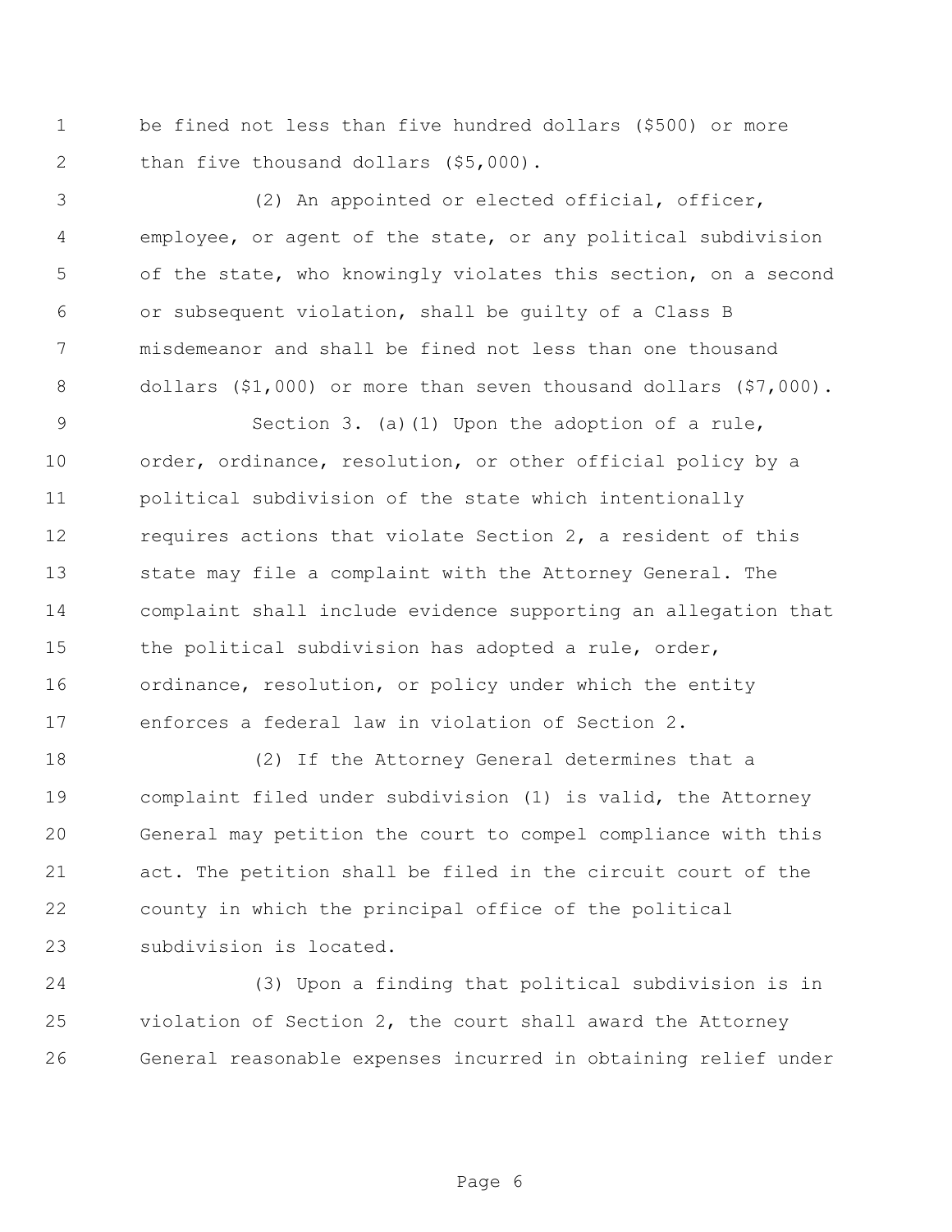be fined not less than five hundred dollars ($500) or more than five thousand dollars ($5,000).

(2) An appointed or elected official, officer, employee, or agent of the state, or any political subdivision of the state, who knowingly violates this section, on a second or subsequent violation, shall be guilty of a Class B misdemeanor and shall be fined not less than one thousand dollars ($1,000) or more than seven thousand dollars ($7,000).

Section 3. (a)(1) Upon the adoption of a rule, order, ordinance, resolution, or other official policy by a political subdivision of the state which intentionally requires actions that violate Section 2, a resident of this state may file a complaint with the Attorney General. The complaint shall include evidence supporting an allegation that the political subdivision has adopted a rule, order, ordinance, resolution, or policy under which the entity enforces a federal law in violation of Section 2.

(2) If the Attorney General determines that a complaint filed under subdivision (1) is valid, the Attorney General may petition the court to compel compliance with this act. The petition shall be filed in the circuit court of the county in which the principal office of the political subdivision is located.

(3) Upon a finding that political subdivision is in violation of Section 2, the court shall award the Attorney General reasonable expenses incurred in obtaining relief under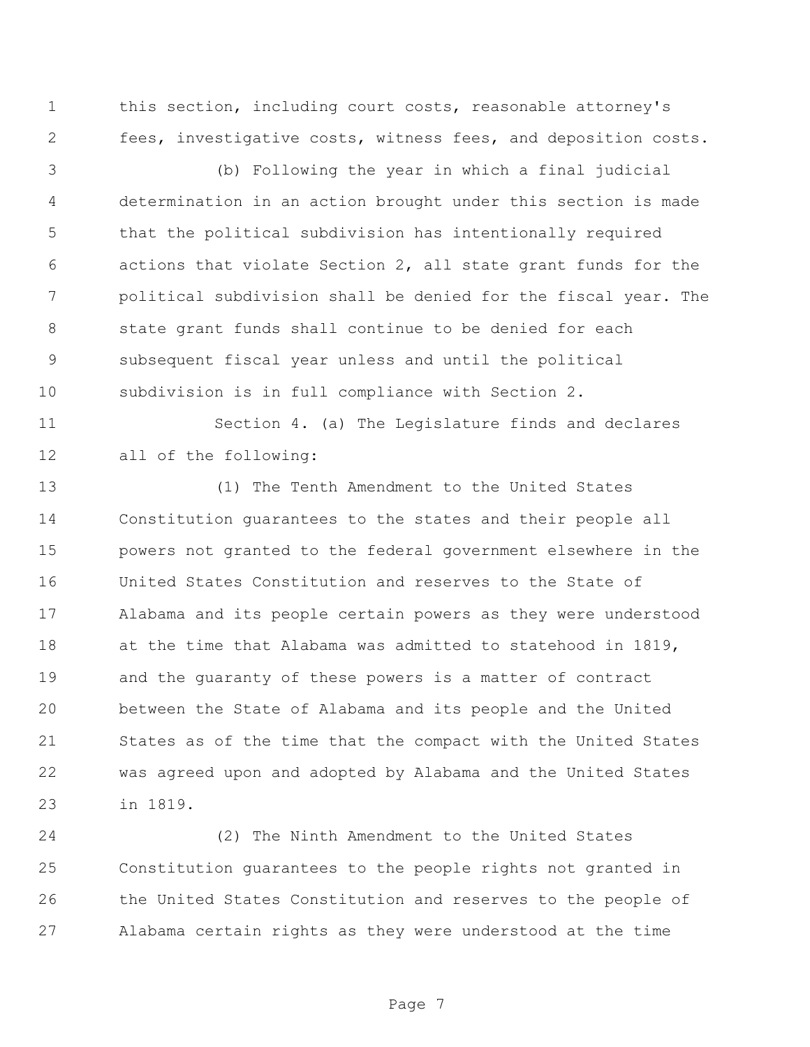this section, including court costs, reasonable attorney's fees, investigative costs, witness fees, and deposition costs.

(b) Following the year in which a final judicial determination in an action brought under this section is made that the political subdivision has intentionally required actions that violate Section 2, all state grant funds for the political subdivision shall be denied for the fiscal year. The state grant funds shall continue to be denied for each subsequent fiscal year unless and until the political subdivision is in full compliance with Section 2.

Section 4. (a) The Legislature finds and declares all of the following:

(1) The Tenth Amendment to the United States Constitution guarantees to the states and their people all powers not granted to the federal government elsewhere in the United States Constitution and reserves to the State of Alabama and its people certain powers as they were understood at the time that Alabama was admitted to statehood in 1819, and the guaranty of these powers is a matter of contract between the State of Alabama and its people and the United States as of the time that the compact with the United States was agreed upon and adopted by Alabama and the United States in 1819.

(2) The Ninth Amendment to the United States Constitution guarantees to the people rights not granted in the United States Constitution and reserves to the people of Alabama certain rights as they were understood at the time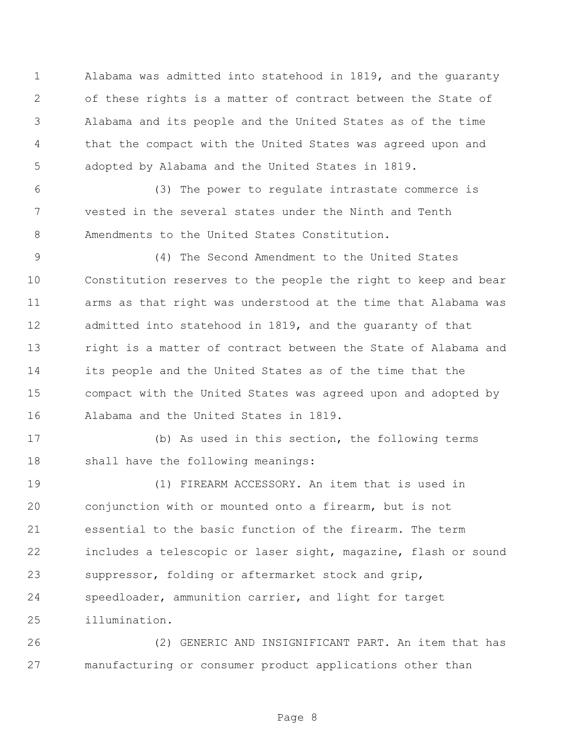Alabama was admitted into statehood in 1819, and the guaranty of these rights is a matter of contract between the State of Alabama and its people and the United States as of the time that the compact with the United States was agreed upon and adopted by Alabama and the United States in 1819.

(3) The power to regulate intrastate commerce is vested in the several states under the Ninth and Tenth Amendments to the United States Constitution.

(4) The Second Amendment to the United States Constitution reserves to the people the right to keep and bear arms as that right was understood at the time that Alabama was admitted into statehood in 1819, and the guaranty of that right is a matter of contract between the State of Alabama and its people and the United States as of the time that the compact with the United States was agreed upon and adopted by Alabama and the United States in 1819.

(b) As used in this section, the following terms shall have the following meanings:

(1) FIREARM ACCESSORY. An item that is used in conjunction with or mounted onto a firearm, but is not essential to the basic function of the firearm. The term includes a telescopic or laser sight, magazine, flash or sound suppressor, folding or aftermarket stock and grip, speedloader, ammunition carrier, and light for target illumination.

(2) GENERIC AND INSIGNIFICANT PART. An item that has manufacturing or consumer product applications other than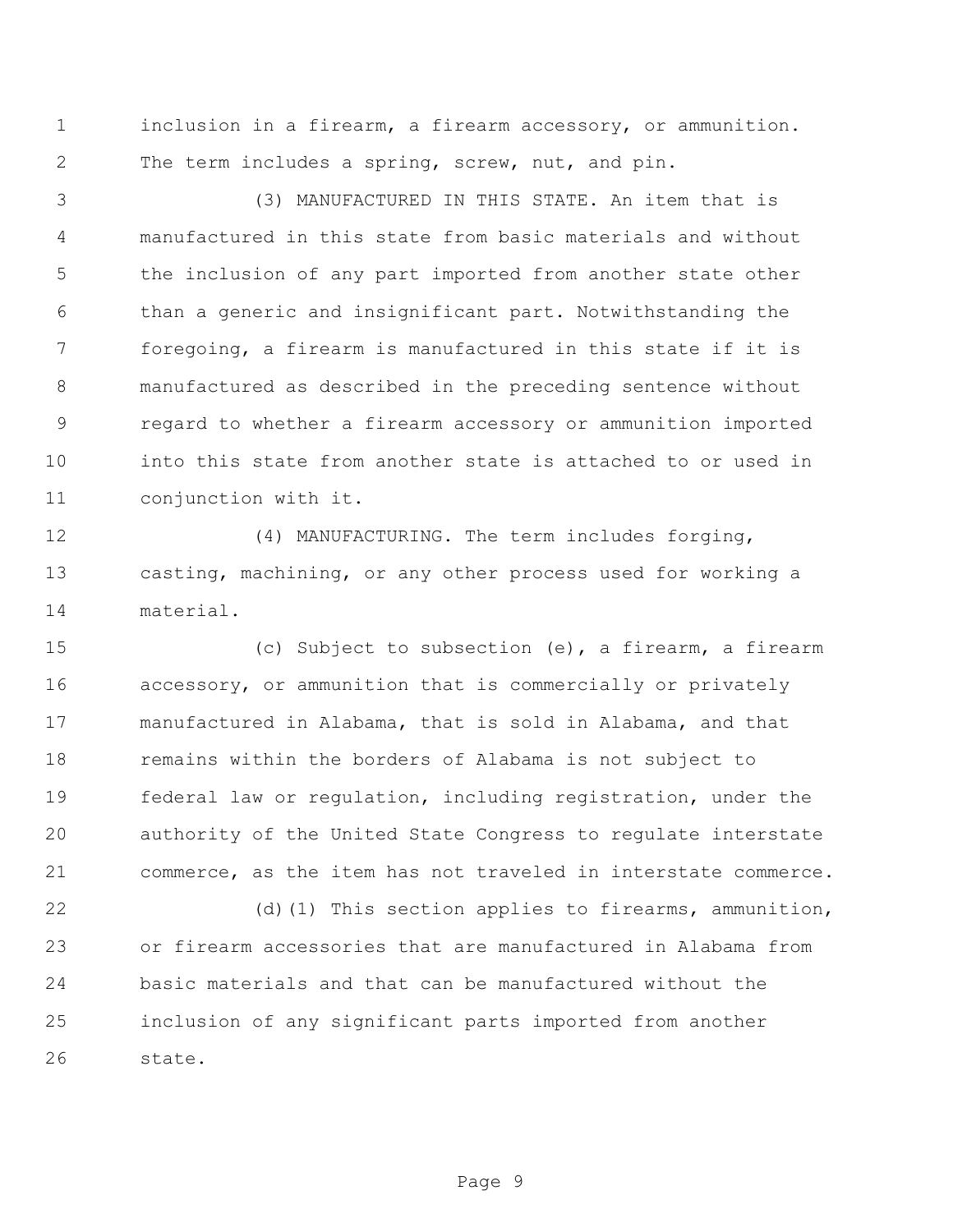inclusion in a firearm, a firearm accessory, or ammunition. The term includes a spring, screw, nut, and pin.

(3) MANUFACTURED IN THIS STATE. An item that is manufactured in this state from basic materials and without the inclusion of any part imported from another state other than a generic and insignificant part. Notwithstanding the foregoing, a firearm is manufactured in this state if it is manufactured as described in the preceding sentence without regard to whether a firearm accessory or ammunition imported into this state from another state is attached to or used in conjunction with it.

(4) MANUFACTURING. The term includes forging, casting, machining, or any other process used for working a material.

(c) Subject to subsection (e), a firearm, a firearm accessory, or ammunition that is commercially or privately manufactured in Alabama, that is sold in Alabama, and that remains within the borders of Alabama is not subject to federal law or regulation, including registration, under the authority of the United State Congress to regulate interstate commerce, as the item has not traveled in interstate commerce.

(d)(1) This section applies to firearms, ammunition, or firearm accessories that are manufactured in Alabama from basic materials and that can be manufactured without the inclusion of any significant parts imported from another state.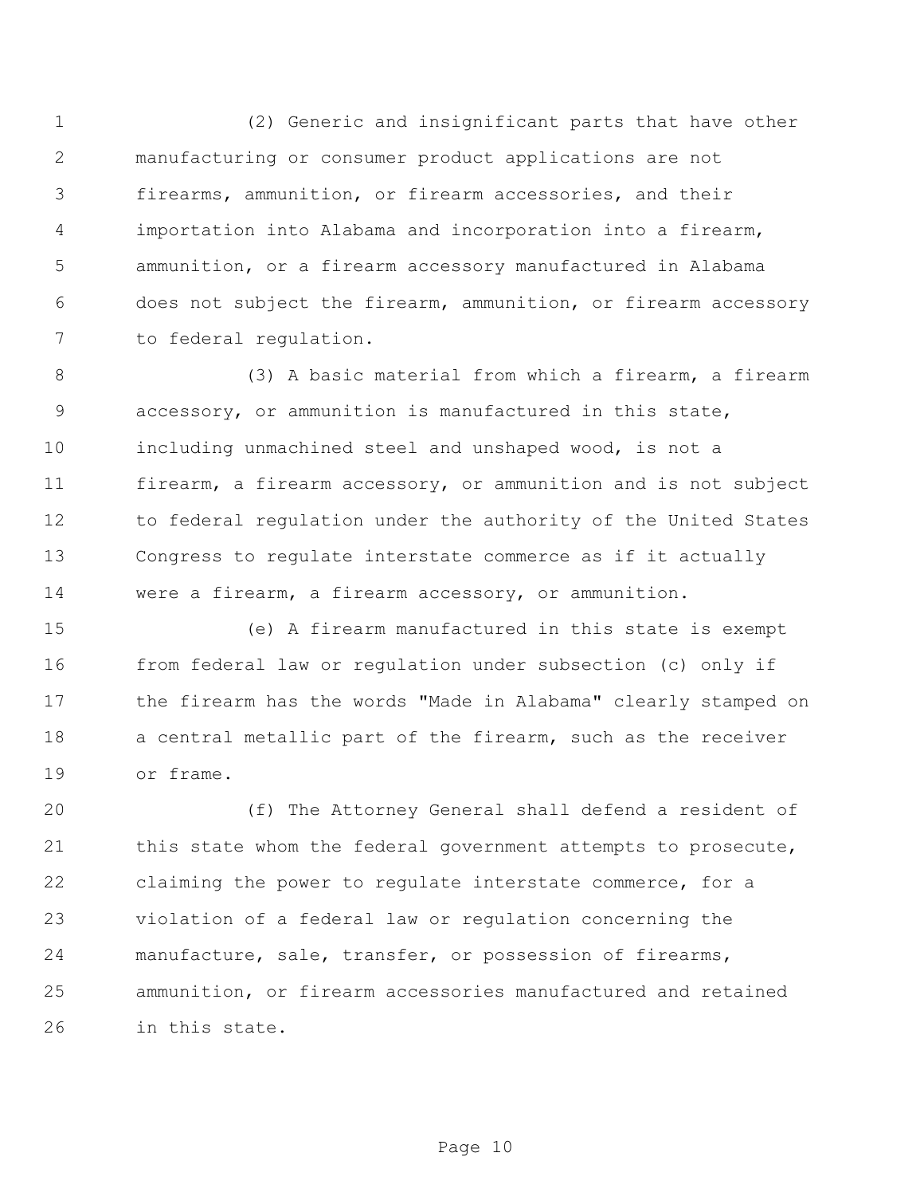(2) Generic and insignificant parts that have other manufacturing or consumer product applications are not firearms, ammunition, or firearm accessories, and their importation into Alabama and incorporation into a firearm, ammunition, or a firearm accessory manufactured in Alabama does not subject the firearm, ammunition, or firearm accessory to federal regulation.

(3) A basic material from which a firearm, a firearm accessory, or ammunition is manufactured in this state, including unmachined steel and unshaped wood, is not a firearm, a firearm accessory, or ammunition and is not subject to federal regulation under the authority of the United States Congress to regulate interstate commerce as if it actually were a firearm, a firearm accessory, or ammunition.

(e) A firearm manufactured in this state is exempt from federal law or regulation under subsection (c) only if the firearm has the words "Made in Alabama" clearly stamped on a central metallic part of the firearm, such as the receiver or frame.

(f) The Attorney General shall defend a resident of this state whom the federal government attempts to prosecute, claiming the power to regulate interstate commerce, for a violation of a federal law or regulation concerning the manufacture, sale, transfer, or possession of firearms, ammunition, or firearm accessories manufactured and retained in this state.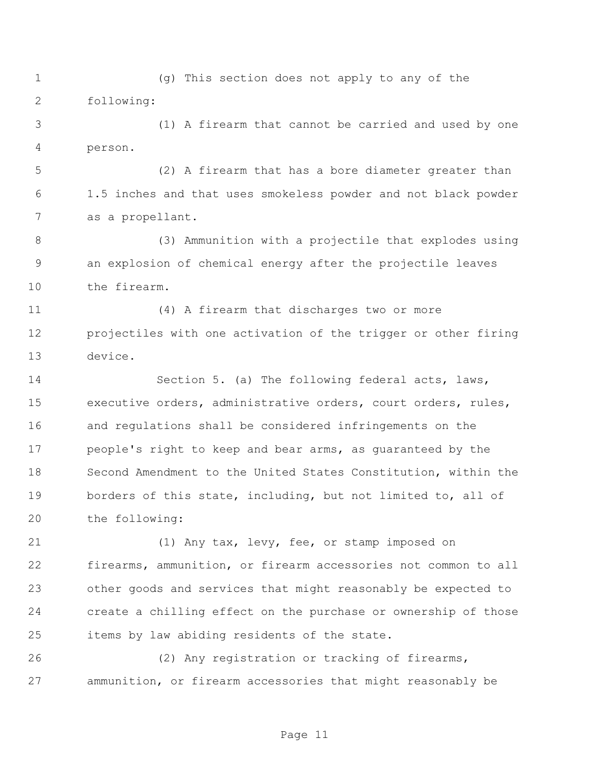(g) This section does not apply to any of the following:

(1) A firearm that cannot be carried and used by one person.

(2) A firearm that has a bore diameter greater than 1.5 inches and that uses smokeless powder and not black powder as a propellant.

(3) Ammunition with a projectile that explodes using an explosion of chemical energy after the projectile leaves the firearm.

(4) A firearm that discharges two or more projectiles with one activation of the trigger or other firing device.

Section 5. (a) The following federal acts, laws, executive orders, administrative orders, court orders, rules, and regulations shall be considered infringements on the people's right to keep and bear arms, as guaranteed by the Second Amendment to the United States Constitution, within the borders of this state, including, but not limited to, all of the following:

(1) Any tax, levy, fee, or stamp imposed on firearms, ammunition, or firearm accessories not common to all other goods and services that might reasonably be expected to create a chilling effect on the purchase or ownership of those items by law abiding residents of the state.

(2) Any registration or tracking of firearms, ammunition, or firearm accessories that might reasonably be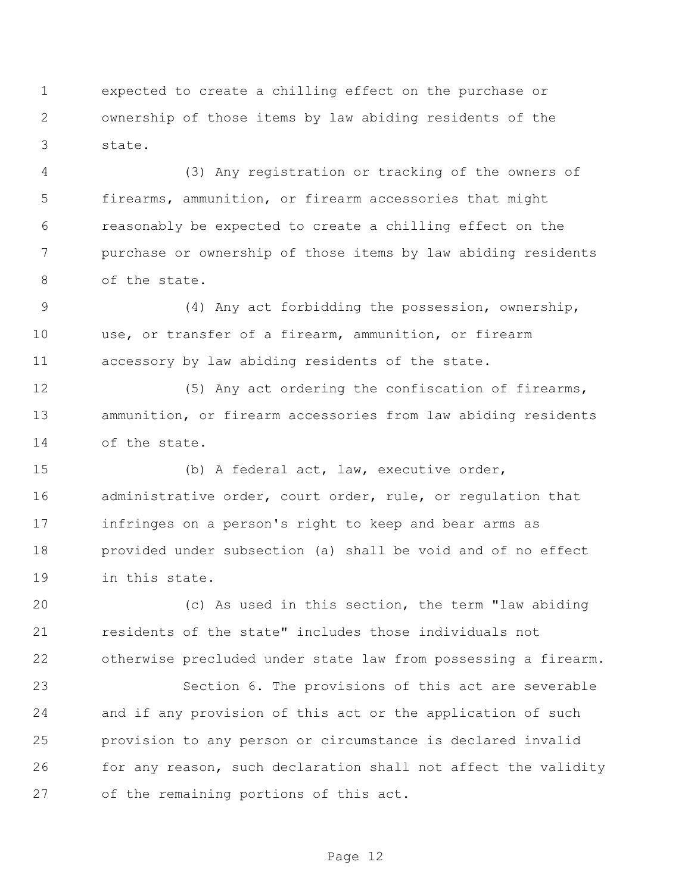expected to create a chilling effect on the purchase or ownership of those items by law abiding residents of the state.

(3) Any registration or tracking of the owners of firearms, ammunition, or firearm accessories that might reasonably be expected to create a chilling effect on the purchase or ownership of those items by law abiding residents of the state.

(4) Any act forbidding the possession, ownership, use, or transfer of a firearm, ammunition, or firearm accessory by law abiding residents of the state.

(5) Any act ordering the confiscation of firearms, ammunition, or firearm accessories from law abiding residents of the state.

(b) A federal act, law, executive order, administrative order, court order, rule, or regulation that infringes on a person's right to keep and bear arms as provided under subsection (a) shall be void and of no effect in this state.

(c) As used in this section, the term "law abiding residents of the state" includes those individuals not otherwise precluded under state law from possessing a firearm.

Section 6. The provisions of this act are severable and if any provision of this act or the application of such provision to any person or circumstance is declared invalid for any reason, such declaration shall not affect the validity of the remaining portions of this act.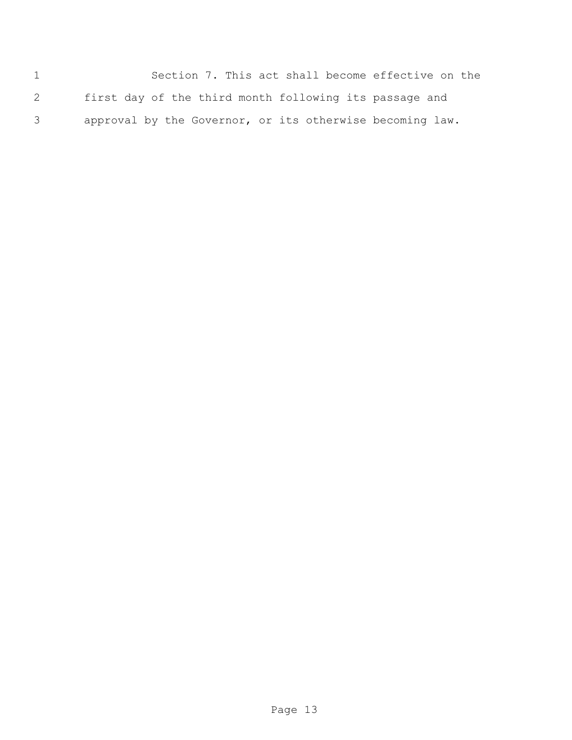Section 7. This act shall become effective on the first day of the third month following its passage and approval by the Governor, or its otherwise becoming law.